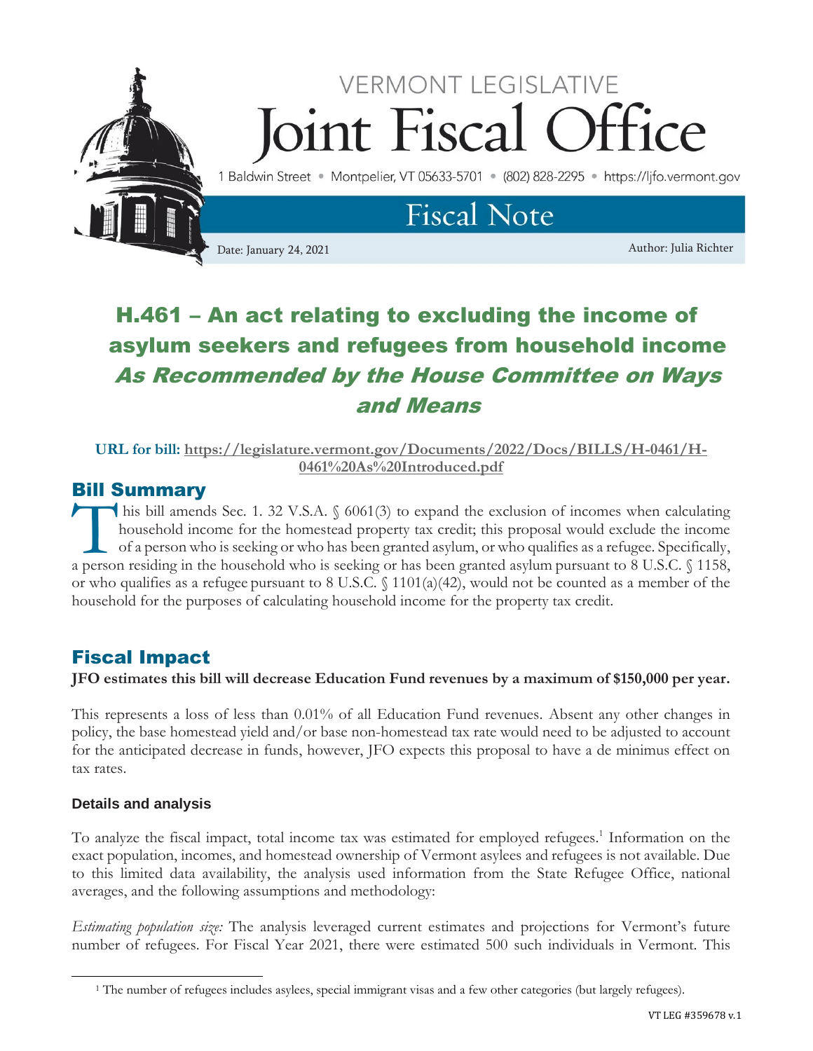VERMONT LEGISLATIVE

# Joint Fiscal Office

1 Baldwin Street • Montpelier, VT 05633-5701 • (802) 828-2295 • https://ljfo.vermont.gov

## Fiscal Note

Date: January 24, 2021

Author: Julia Richter

# H.461 – An act relating to excluding the income of asylum seekers and refugees from household income *As Recommended by the House Committee on Ways and Means*

**URL for bill: https://legislature.vermont.gov/Documents/2022/Docs/BILLS/H-0461/H-0461%20As%20Introduced.pdf**

## Bill Summary

This bill amends Sec. 1. 32 V.S.A. § 6061(3) to expand the exclusion of incomes when calculating household income for the homestead property tax credit; this proposal would exclude the income of a person who is seeking or who has been granted asylum, or who qualifies as a refugee. Specifically, a person residing in the household who is seeking or has been granted asylum pursuant to 8 U.S.C. § 1158, or who qualifies as a refugee pursuant to 8 U.S.C. § 1101(a)(42), would not be counted as a member of the household for the purposes of calculating household income for the property tax credit.

## Fiscal Impact

**JFO estimates this bill will decrease Education Fund revenues by a maximum of $150,000 per year.**

This represents a loss of less than 0.01% of all Education Fund revenues. Absent any other changes in policy, the base homestead yield and/or base non-homestead tax rate would need to be adjusted to account for the anticipated decrease in funds, however, JFO expects this proposal to have a de minimus effect on tax rates.

### Details and analysis

To analyze the fiscal impact, total income tax was estimated for employed refugees.[1] Information on the exact population, incomes, and homestead ownership of Vermont asylees and refugees is not available. Due to this limited data availability, the analysis used information from the State Refugee Office, national averages, and the following assumptions and methodology:

*Estimating population size:* The analysis leveraged current estimates and projections for Vermont's future number of refugees. For Fiscal Year 2021, there were estimated 500 such individuals in Vermont. This

[1] The number of refugees includes asylees, special immigrant visas and a few other categories (but largely refugees).

VT LEG #359678 v.1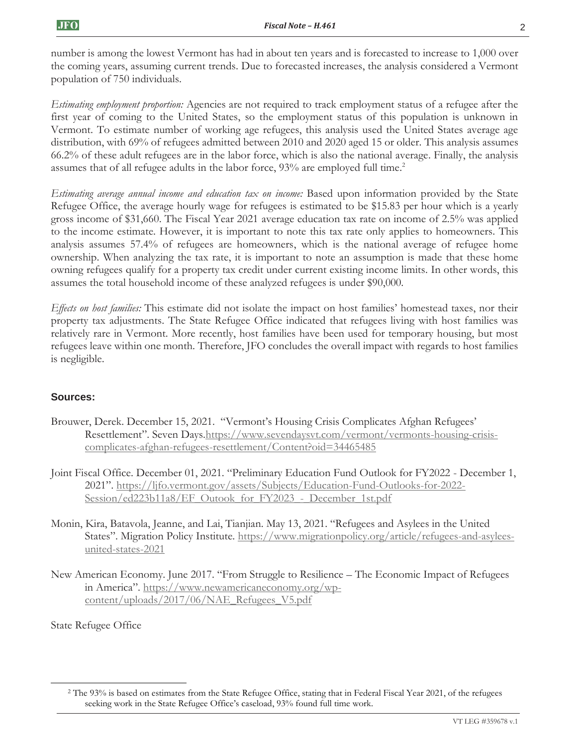number is among the lowest Vermont has had in about ten years and is forecasted to increase to 1,000 over the coming years, assuming current trends. Due to forecasted increases, the analysis considered a Vermont population of 750 individuals.

*Estimating employment proportion:* Agencies are not required to track employment status of a refugee after the first year of coming to the United States, so the employment status of this population is unknown in Vermont. To estimate number of working age refugees, this analysis used the United States average age distribution, with 69% of refugees admitted between 2010 and 2020 aged 15 or older. This analysis assumes 66.2% of these adult refugees are in the labor force, which is also the national average. Finally, the analysis assumes that of all refugee adults in the labor force, 93% are employed full time.[2]

*Estimating average annual income and education tax on income:* Based upon information provided by the State Refugee Office, the average hourly wage for refugees is estimated to be $15.83 per hour which is a yearly gross income of $31,660. The Fiscal Year 2021 average education tax rate on income of 2.5% was applied to the income estimate. However, it is important to note this tax rate only applies to homeowners. This analysis assumes 57.4% of refugees are homeowners, which is the national average of refugee home ownership. When analyzing the tax rate, it is important to note an assumption is made that these home owning refugees qualify for a property tax credit under current existing income limits. In other words, this assumes the total household income of these analyzed refugees is under $90,000.

*Effects on host families:* This estimate did not isolate the impact on host families' homestead taxes, nor their property tax adjustments. The State Refugee Office indicated that refugees living with host families was relatively rare in Vermont. More recently, host families have been used for temporary housing, but most refugees leave within one month. Therefore, JFO concludes the overall impact with regards to host families is negligible.

## Sources:

Brouwer, Derek. December 15, 2021. "Vermont's Housing Crisis Complicates Afghan Refugees' Resettlement". Seven Days.https://www.sevendaysvt.com/vermont/vermonts-housing-crisis-complicates-afghan-refugees-resettlement/Content?oid=34465485

Joint Fiscal Office. December 01, 2021. "Preliminary Education Fund Outlook for FY2022 - December 1, 2021". https://ljfo.vermont.gov/assets/Subjects/Education-Fund-Outlooks-for-2022-Session/ed223b11a8/EF_Outook_for_FY2023_-_December_1st.pdf

Monin, Kira, Batavola, Jeanne, and Lai, Tianjian. May 13, 2021. "Refugees and Asylees in the United States". Migration Policy Institute. https://www.migrationpolicy.org/article/refugees-and-asylees-united-states-2021

New American Economy. June 2017. "From Struggle to Resilience – The Economic Impact of Refugees in America". https://www.newamericaneconomy.org/wp-content/uploads/2017/06/NAE_Refugees_V5.pdf

State Refugee Office

---

[2] The 93% is based on estimates from the State Refugee Office, stating that in Federal Fiscal Year 2021, of the refugees seeking work in the State Refugee Office's caseload, 93% found full time work.

VT LEG #359678 v.1